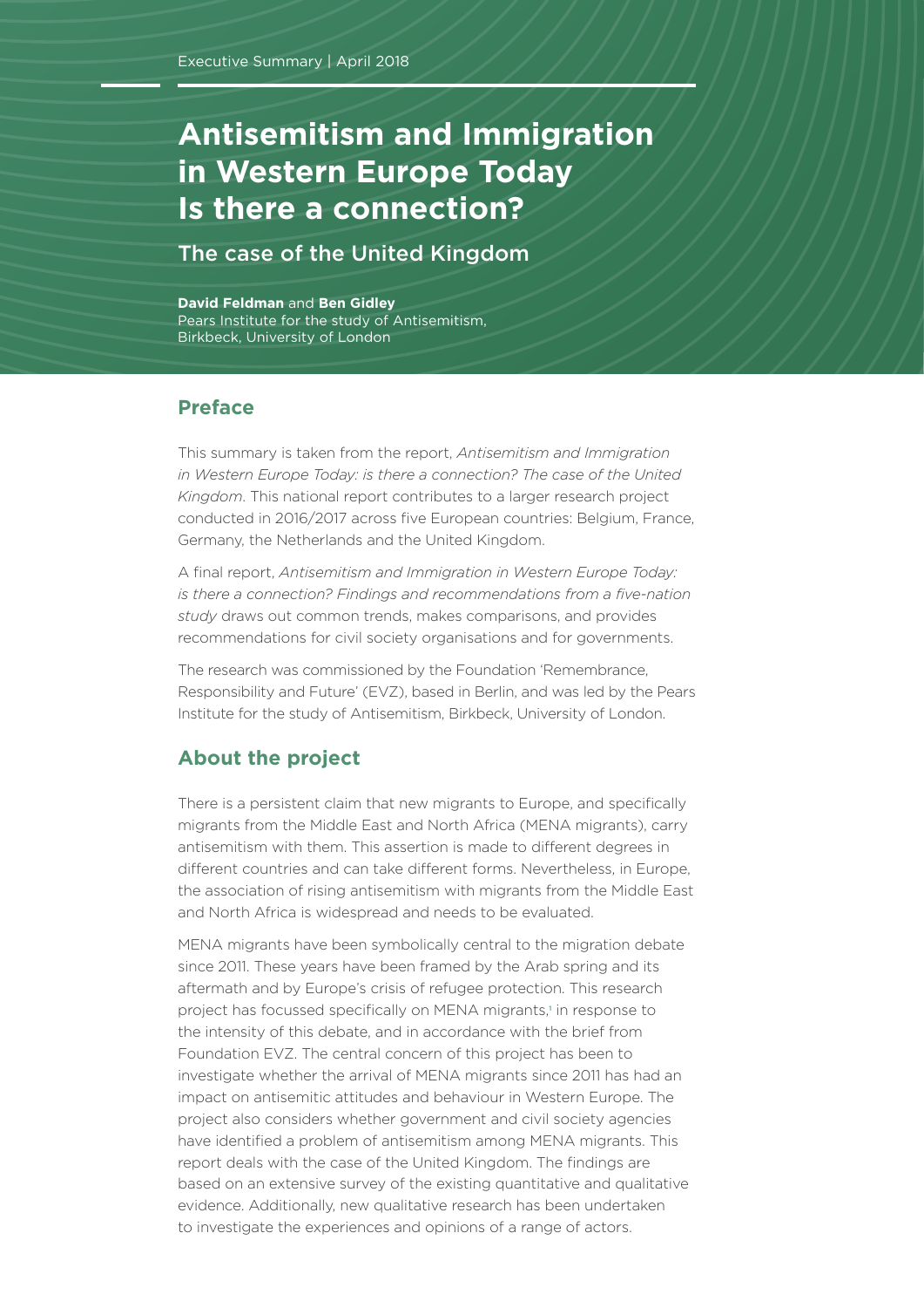Executive Summary | April 2018

# Antisemitism and Immigration in Western Europe Today Is there a connection?

## The case of the United Kingdom

**David Feldman** and **Ben Gidley**
Pears Institute for the study of Antisemitism, Birkbeck, University of London

## Preface

This summary is taken from the report, *Antisemitism and Immigration in Western Europe Today: is there a connection? The case of the United Kingdom*. This national report contributes to a larger research project conducted in 2016/2017 across five European countries: Belgium, France, Germany, the Netherlands and the United Kingdom.

A final report, *Antisemitism and Immigration in Western Europe Today: is there a connection? Findings and recommendations from a five-nation study* draws out common trends, makes comparisons, and provides recommendations for civil society organisations and for governments.

The research was commissioned by the Foundation 'Remembrance, Responsibility and Future' (EVZ), based in Berlin, and was led by the Pears Institute for the study of Antisemitism, Birkbeck, University of London.

## About the project

There is a persistent claim that new migrants to Europe, and specifically migrants from the Middle East and North Africa (MENA migrants), carry antisemitism with them. This assertion is made to different degrees in different countries and can take different forms. Nevertheless, in Europe, the association of rising antisemitism with migrants from the Middle East and North Africa is widespread and needs to be evaluated.

MENA migrants have been symbolically central to the migration debate since 2011. These years have been framed by the Arab spring and its aftermath and by Europe's crisis of refugee protection. This research project has focussed specifically on MENA migrants,[1] in response to the intensity of this debate, and in accordance with the brief from Foundation EVZ. The central concern of this project has been to investigate whether the arrival of MENA migrants since 2011 has had an impact on antisemitic attitudes and behaviour in Western Europe. The project also considers whether government and civil society agencies have identified a problem of antisemitism among MENA migrants. This report deals with the case of the United Kingdom. The findings are based on an extensive survey of the existing quantitative and qualitative evidence. Additionally, new qualitative research has been undertaken to investigate the experiences and opinions of a range of actors.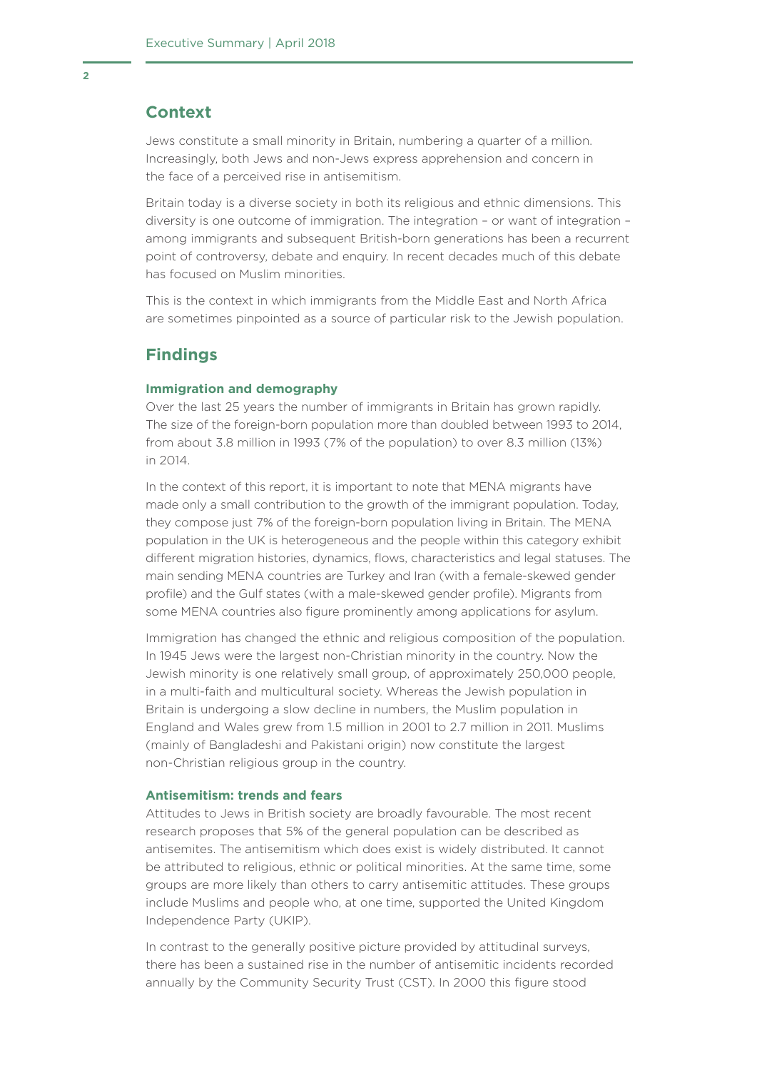## Context

Jews constitute a small minority in Britain, numbering a quarter of a million. Increasingly, both Jews and non-Jews express apprehension and concern in the face of a perceived rise in antisemitism.

Britain today is a diverse society in both its religious and ethnic dimensions. This diversity is one outcome of immigration. The integration – or want of integration – among immigrants and subsequent British-born generations has been a recurrent point of controversy, debate and enquiry. In recent decades much of this debate has focused on Muslim minorities.

This is the context in which immigrants from the Middle East and North Africa are sometimes pinpointed as a source of particular risk to the Jewish population.

## Findings

### Immigration and demography

Over the last 25 years the number of immigrants in Britain has grown rapidly. The size of the foreign-born population more than doubled between 1993 to 2014, from about 3.8 million in 1993 (7% of the population) to over 8.3 million (13%) in 2014.

In the context of this report, it is important to note that MENA migrants have made only a small contribution to the growth of the immigrant population. Today, they compose just 7% of the foreign-born population living in Britain. The MENA population in the UK is heterogeneous and the people within this category exhibit different migration histories, dynamics, flows, characteristics and legal statuses. The main sending MENA countries are Turkey and Iran (with a female-skewed gender profile) and the Gulf states (with a male-skewed gender profile). Migrants from some MENA countries also figure prominently among applications for asylum.

Immigration has changed the ethnic and religious composition of the population. In 1945 Jews were the largest non-Christian minority in the country. Now the Jewish minority is one relatively small group, of approximately 250,000 people, in a multi-faith and multicultural society. Whereas the Jewish population in Britain is undergoing a slow decline in numbers, the Muslim population in England and Wales grew from 1.5 million in 2001 to 2.7 million in 2011. Muslims (mainly of Bangladeshi and Pakistani origin) now constitute the largest non-Christian religious group in the country.

### Antisemitism: trends and fears

Attitudes to Jews in British society are broadly favourable. The most recent research proposes that 5% of the general population can be described as antisemites. The antisemitism which does exist is widely distributed. It cannot be attributed to religious, ethnic or political minorities. At the same time, some groups are more likely than others to carry antisemitic attitudes. These groups include Muslims and people who, at one time, supported the United Kingdom Independence Party (UKIP).

In contrast to the generally positive picture provided by attitudinal surveys, there has been a sustained rise in the number of antisemitic incidents recorded annually by the Community Security Trust (CST). In 2000 this figure stood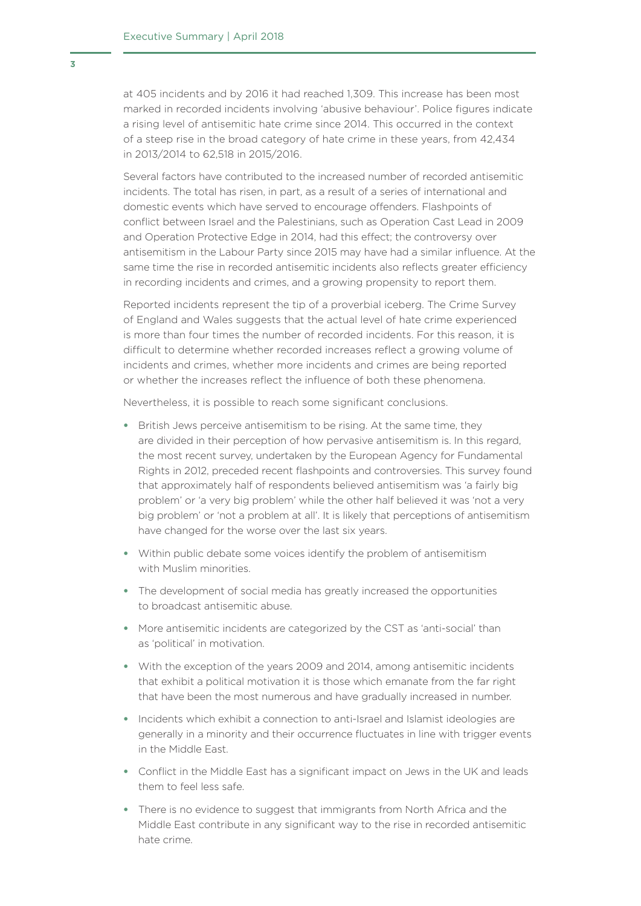at 405 incidents and by 2016 it had reached 1,309. This increase has been most marked in recorded incidents involving 'abusive behaviour'. Police figures indicate a rising level of antisemitic hate crime since 2014. This occurred in the context of a steep rise in the broad category of hate crime in these years, from 42,434 in 2013/2014 to 62,518 in 2015/2016.

Several factors have contributed to the increased number of recorded antisemitic incidents. The total has risen, in part, as a result of a series of international and domestic events which have served to encourage offenders. Flashpoints of conflict between Israel and the Palestinians, such as Operation Cast Lead in 2009 and Operation Protective Edge in 2014, had this effect; the controversy over antisemitism in the Labour Party since 2015 may have had a similar influence. At the same time the rise in recorded antisemitic incidents also reflects greater efficiency in recording incidents and crimes, and a growing propensity to report them.

Reported incidents represent the tip of a proverbial iceberg. The Crime Survey of England and Wales suggests that the actual level of hate crime experienced is more than four times the number of recorded incidents. For this reason, it is difficult to determine whether recorded increases reflect a growing volume of incidents and crimes, whether more incidents and crimes are being reported or whether the increases reflect the influence of both these phenomena.

Nevertheless, it is possible to reach some significant conclusions.

- British Jews perceive antisemitism to be rising. At the same time, they are divided in their perception of how pervasive antisemitism is. In this regard, the most recent survey, undertaken by the European Agency for Fundamental Rights in 2012, preceded recent flashpoints and controversies. This survey found that approximately half of respondents believed antisemitism was 'a fairly big problem' or 'a very big problem' while the other half believed it was 'not a very big problem' or 'not a problem at all'. It is likely that perceptions of antisemitism have changed for the worse over the last six years.
- Within public debate some voices identify the problem of antisemitism with Muslim minorities.
- The development of social media has greatly increased the opportunities to broadcast antisemitic abuse.
- More antisemitic incidents are categorized by the CST as 'anti-social' than as 'political' in motivation.
- With the exception of the years 2009 and 2014, among antisemitic incidents that exhibit a political motivation it is those which emanate from the far right that have been the most numerous and have gradually increased in number.
- Incidents which exhibit a connection to anti-Israel and Islamist ideologies are generally in a minority and their occurrence fluctuates in line with trigger events in the Middle East.
- Conflict in the Middle East has a significant impact on Jews in the UK and leads them to feel less safe.
- There is no evidence to suggest that immigrants from North Africa and the Middle East contribute in any significant way to the rise in recorded antisemitic hate crime.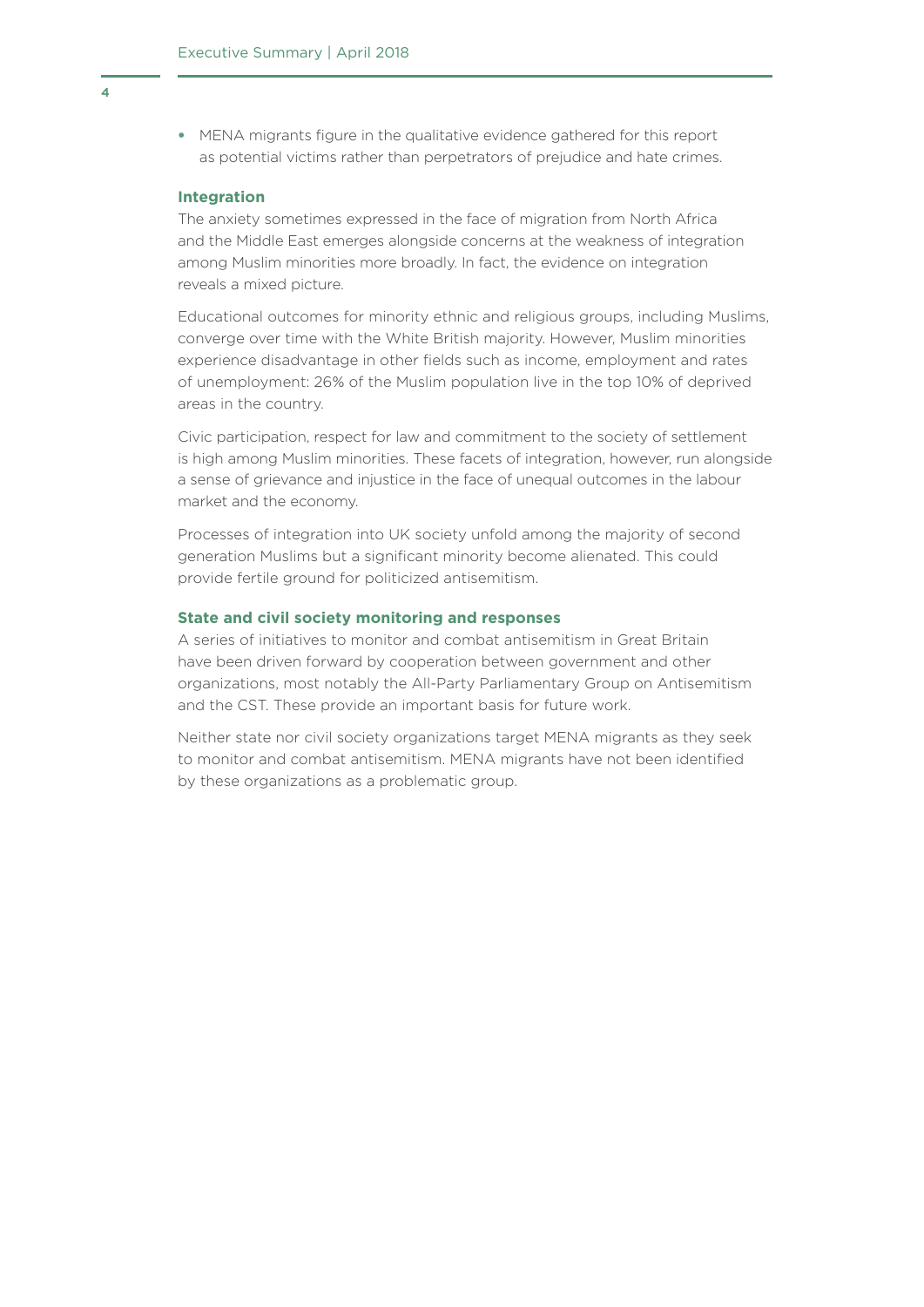- MENA migrants figure in the qualitative evidence gathered for this report as potential victims rather than perpetrators of prejudice and hate crimes.

### Integration

The anxiety sometimes expressed in the face of migration from North Africa and the Middle East emerges alongside concerns at the weakness of integration among Muslim minorities more broadly. In fact, the evidence on integration reveals a mixed picture.

Educational outcomes for minority ethnic and religious groups, including Muslims, converge over time with the White British majority. However, Muslim minorities experience disadvantage in other fields such as income, employment and rates of unemployment: 26% of the Muslim population live in the top 10% of deprived areas in the country.

Civic participation, respect for law and commitment to the society of settlement is high among Muslim minorities. These facets of integration, however, run alongside a sense of grievance and injustice in the face of unequal outcomes in the labour market and the economy.

Processes of integration into UK society unfold among the majority of second generation Muslims but a significant minority become alienated. This could provide fertile ground for politicized antisemitism.

### State and civil society monitoring and responses

A series of initiatives to monitor and combat antisemitism in Great Britain have been driven forward by cooperation between government and other organizations, most notably the All-Party Parliamentary Group on Antisemitism and the CST. These provide an important basis for future work.

Neither state nor civil society organizations target MENA migrants as they seek to monitor and combat antisemitism. MENA migrants have not been identified by these organizations as a problematic group.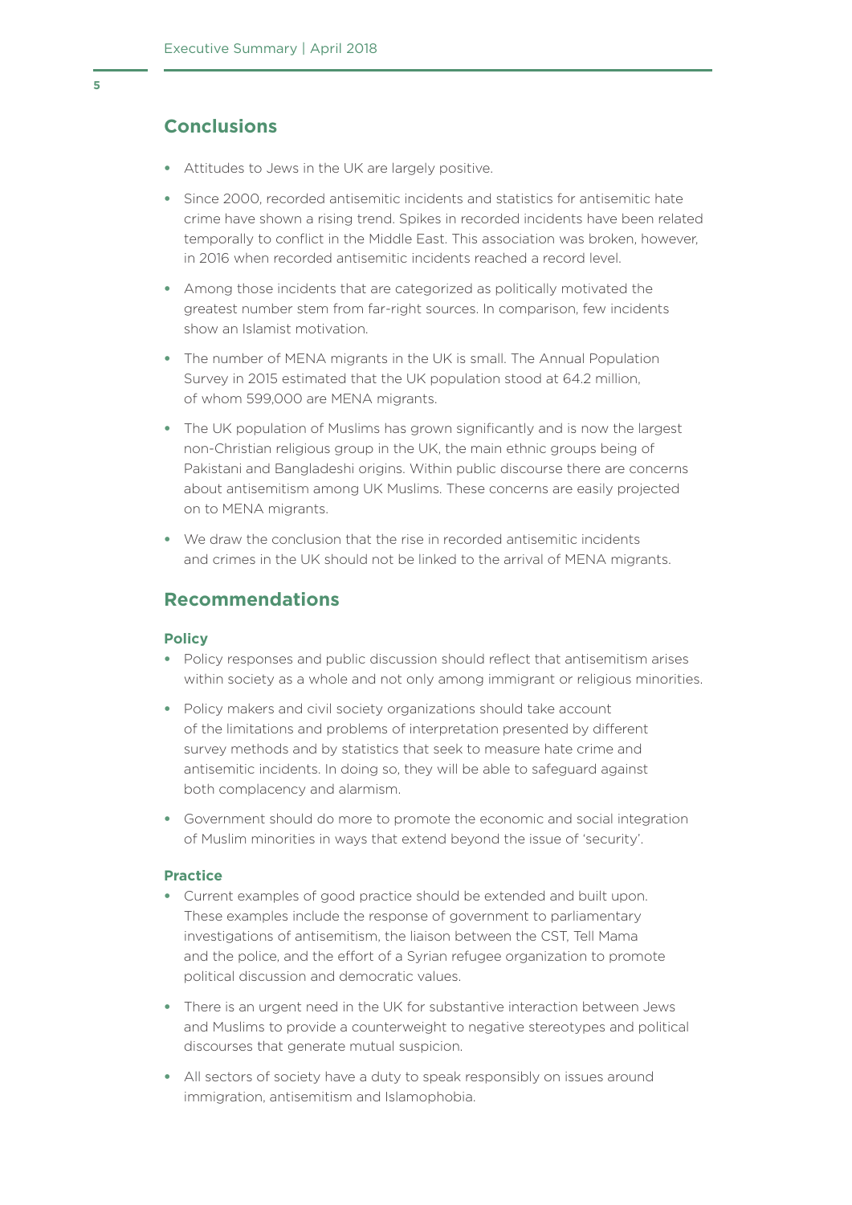## Conclusions

- Attitudes to Jews in the UK are largely positive.
- Since 2000, recorded antisemitic incidents and statistics for antisemitic hate crime have shown a rising trend. Spikes in recorded incidents have been related temporally to conflict in the Middle East. This association was broken, however, in 2016 when recorded antisemitic incidents reached a record level.
- Among those incidents that are categorized as politically motivated the greatest number stem from far-right sources. In comparison, few incidents show an Islamist motivation.
- The number of MENA migrants in the UK is small. The Annual Population Survey in 2015 estimated that the UK population stood at 64.2 million, of whom 599,000 are MENA migrants.
- The UK population of Muslims has grown significantly and is now the largest non-Christian religious group in the UK, the main ethnic groups being of Pakistani and Bangladeshi origins. Within public discourse there are concerns about antisemitism among UK Muslims. These concerns are easily projected on to MENA migrants.
- We draw the conclusion that the rise in recorded antisemitic incidents and crimes in the UK should not be linked to the arrival of MENA migrants.

## Recommendations

### Policy

- Policy responses and public discussion should reflect that antisemitism arises within society as a whole and not only among immigrant or religious minorities.
- Policy makers and civil society organizations should take account of the limitations and problems of interpretation presented by different survey methods and by statistics that seek to measure hate crime and antisemitic incidents. In doing so, they will be able to safeguard against both complacency and alarmism.
- Government should do more to promote the economic and social integration of Muslim minorities in ways that extend beyond the issue of 'security'.

### Practice

- Current examples of good practice should be extended and built upon. These examples include the response of government to parliamentary investigations of antisemitism, the liaison between the CST, Tell Mama and the police, and the effort of a Syrian refugee organization to promote political discussion and democratic values.
- There is an urgent need in the UK for substantive interaction between Jews and Muslims to provide a counterweight to negative stereotypes and political discourses that generate mutual suspicion.
- All sectors of society have a duty to speak responsibly on issues around immigration, antisemitism and Islamophobia.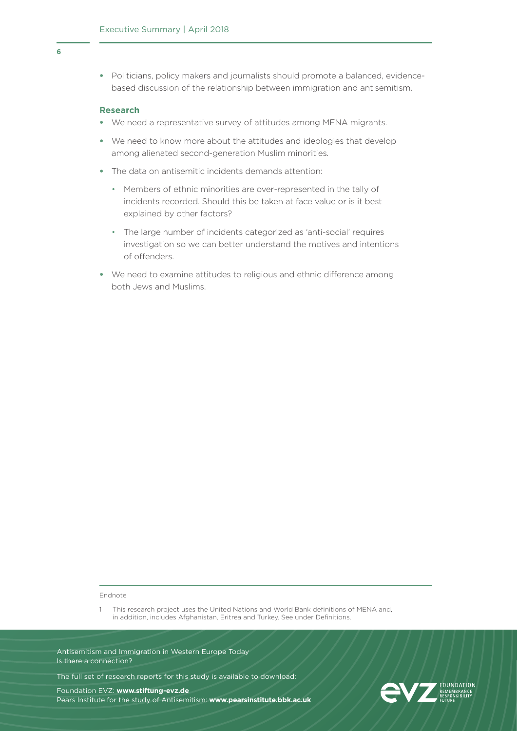- Politicians, policy makers and journalists should promote a balanced, evidence-based discussion of the relationship between immigration and antisemitism.

**Research**

- We need a representative survey of attitudes among MENA migrants.
- We need to know more about the attitudes and ideologies that develop among alienated second-generation Muslim minorities.
- The data on antisemitic incidents demands attention:
  - Members of ethnic minorities are over-represented in the tally of incidents recorded. Should this be taken at face value or is it best explained by other factors?
  - The large number of incidents categorized as 'anti-social' requires investigation so we can better understand the motives and intentions of offenders.
- We need to examine attitudes to religious and ethnic difference among both Jews and Muslims.

Endnote

1 This research project uses the United Nations and World Bank definitions of MENA and, in addition, includes Afghanistan, Eritrea and Turkey. See under Definitions.

Antisemitism and Immigration in Western Europe Today
Is there a connection?

The full set of research reports for this study is available to download:

Foundation EVZ: **www.stiftung-evz.de**
Pears Institute for the study of Antisemitism: **www.pearsinstitute.bbk.ac.uk**

EVZ FOUNDATION REMEMBRANCE RESPONSIBILITY FUTURE